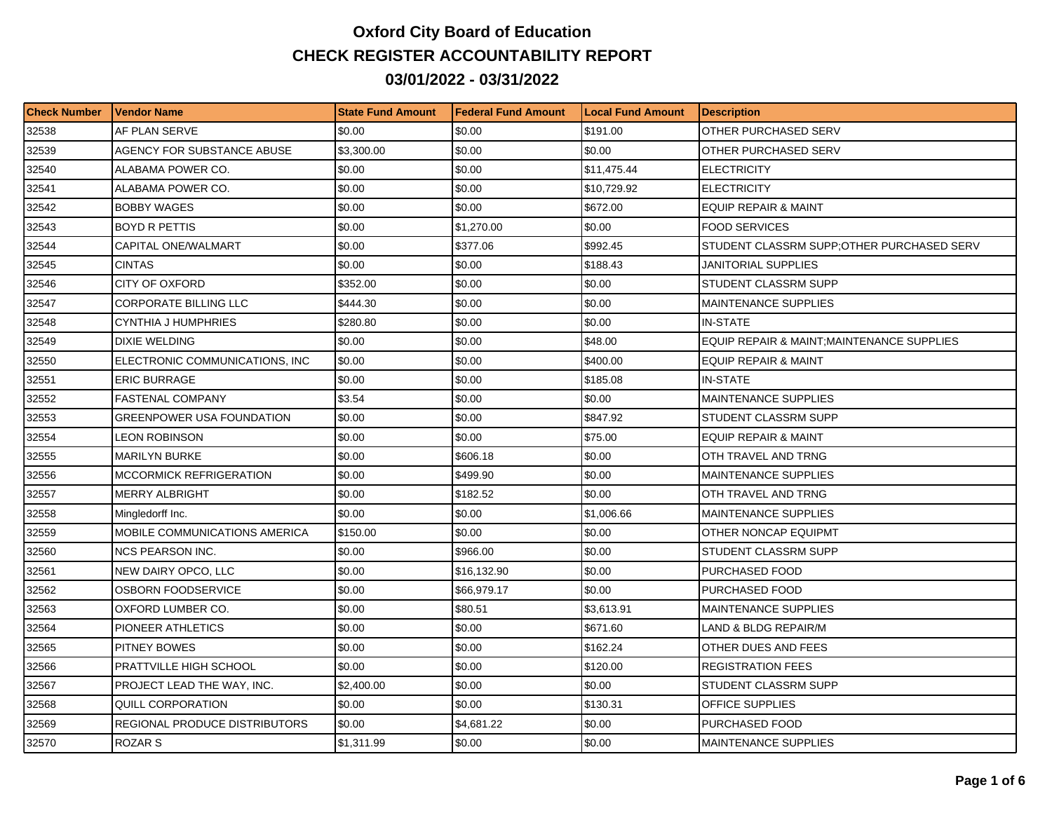# Oxford City Board of Education

## CHECK REGISTER ACCOUNTABILITY REPORT

## 03/01/2022 - 03/31/2022

| Check Number | Vendor Name | State Fund Amount | Federal Fund Amount | Local Fund Amount | Description |
|---|---|---|---|---|---|
| 32538 | AF PLAN SERVE | $0.00 | $0.00 | $191.00 | OTHER PURCHASED SERV |
| 32539 | AGENCY FOR SUBSTANCE ABUSE | $3,300.00 | $0.00 | $0.00 | OTHER PURCHASED SERV |
| 32540 | ALABAMA POWER CO. | $0.00 | $0.00 | $11,475.44 | ELECTRICITY |
| 32541 | ALABAMA POWER CO. | $0.00 | $0.00 | $10,729.92 | ELECTRICITY |
| 32542 | BOBBY WAGES | $0.00 | $0.00 | $672.00 | EQUIP REPAIR & MAINT |
| 32543 | BOYD R PETTIS | $0.00 | $1,270.00 | $0.00 | FOOD SERVICES |
| 32544 | CAPITAL ONE/WALMART | $0.00 | $377.06 | $992.45 | STUDENT CLASSRM SUPP;OTHER PURCHASED SERV |
| 32545 | CINTAS | $0.00 | $0.00 | $188.43 | JANITORIAL SUPPLIES |
| 32546 | CITY OF OXFORD | $352.00 | $0.00 | $0.00 | STUDENT CLASSRM SUPP |
| 32547 | CORPORATE BILLING LLC | $444.30 | $0.00 | $0.00 | MAINTENANCE SUPPLIES |
| 32548 | CYNTHIA J HUMPHRIES | $280.80 | $0.00 | $0.00 | IN-STATE |
| 32549 | DIXIE WELDING | $0.00 | $0.00 | $48.00 | EQUIP REPAIR & MAINT;MAINTENANCE SUPPLIES |
| 32550 | ELECTRONIC COMMUNICATIONS, INC | $0.00 | $0.00 | $400.00 | EQUIP REPAIR & MAINT |
| 32551 | ERIC BURRAGE | $0.00 | $0.00 | $185.08 | IN-STATE |
| 32552 | FASTENAL COMPANY | $3.54 | $0.00 | $0.00 | MAINTENANCE SUPPLIES |
| 32553 | GREENPOWER USA FOUNDATION | $0.00 | $0.00 | $847.92 | STUDENT CLASSRM SUPP |
| 32554 | LEON ROBINSON | $0.00 | $0.00 | $75.00 | EQUIP REPAIR & MAINT |
| 32555 | MARILYN BURKE | $0.00 | $606.18 | $0.00 | OTH TRAVEL AND TRNG |
| 32556 | MCCORMICK REFRIGERATION | $0.00 | $499.90 | $0.00 | MAINTENANCE SUPPLIES |
| 32557 | MERRY ALBRIGHT | $0.00 | $182.52 | $0.00 | OTH TRAVEL AND TRNG |
| 32558 | Mingledorff Inc. | $0.00 | $0.00 | $1,006.66 | MAINTENANCE SUPPLIES |
| 32559 | MOBILE COMMUNICATIONS AMERICA | $150.00 | $0.00 | $0.00 | OTHER NONCAP EQUIPMT |
| 32560 | NCS PEARSON INC. | $0.00 | $966.00 | $0.00 | STUDENT CLASSRM SUPP |
| 32561 | NEW DAIRY OPCO, LLC | $0.00 | $16,132.90 | $0.00 | PURCHASED FOOD |
| 32562 | OSBORN FOODSERVICE | $0.00 | $66,979.17 | $0.00 | PURCHASED FOOD |
| 32563 | OXFORD LUMBER CO. | $0.00 | $80.51 | $3,613.91 | MAINTENANCE SUPPLIES |
| 32564 | PIONEER ATHLETICS | $0.00 | $0.00 | $671.60 | LAND & BLDG REPAIR/M |
| 32565 | PITNEY BOWES | $0.00 | $0.00 | $162.24 | OTHER DUES AND FEES |
| 32566 | PRATTVILLE HIGH SCHOOL | $0.00 | $0.00 | $120.00 | REGISTRATION FEES |
| 32567 | PROJECT LEAD THE WAY, INC. | $2,400.00 | $0.00 | $0.00 | STUDENT CLASSRM SUPP |
| 32568 | QUILL CORPORATION | $0.00 | $0.00 | $130.31 | OFFICE SUPPLIES |
| 32569 | REGIONAL PRODUCE DISTRIBUTORS | $0.00 | $4,681.22 | $0.00 | PURCHASED FOOD |
| 32570 | ROZAR S | $1,311.99 | $0.00 | $0.00 | MAINTENANCE SUPPLIES |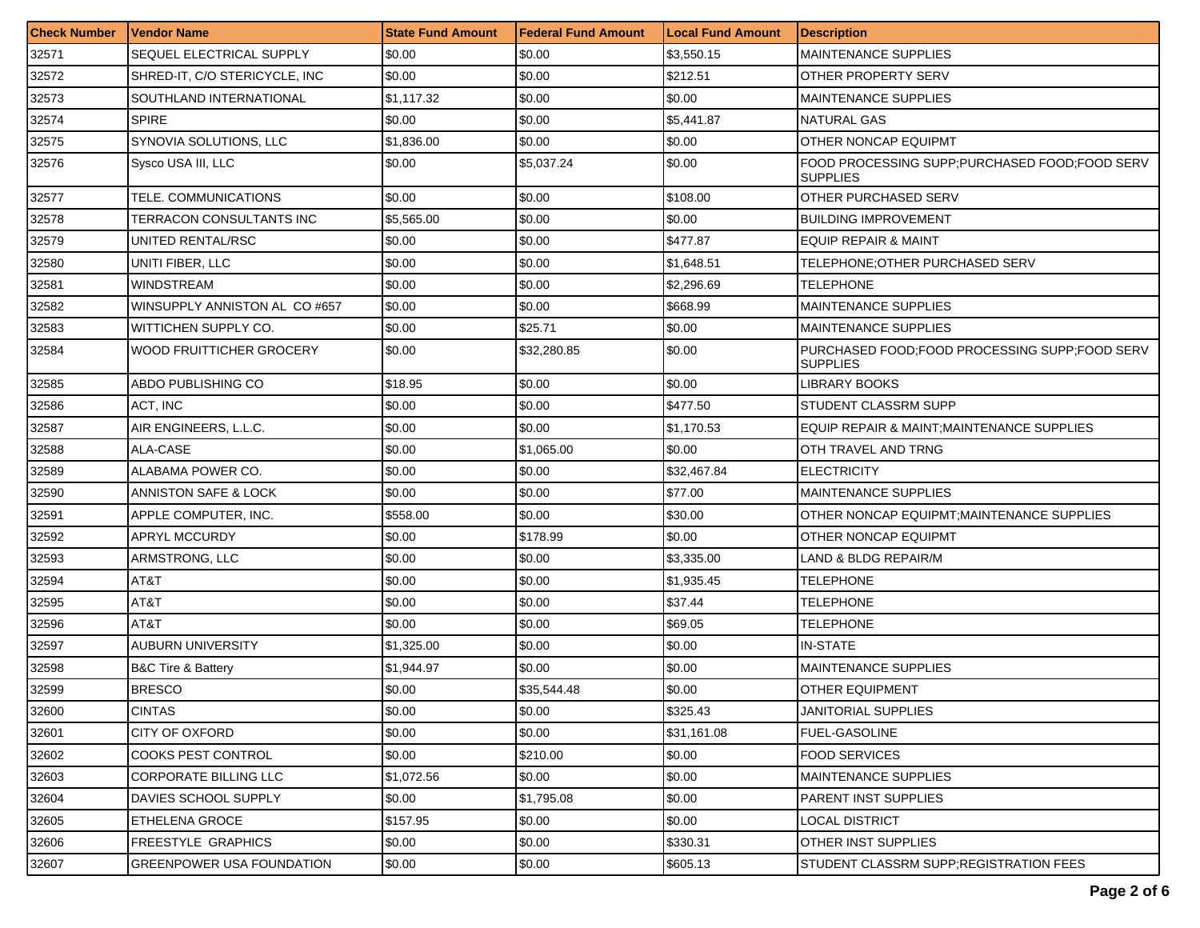| Check Number | Vendor Name | State Fund Amount | Federal Fund Amount | Local Fund Amount | Description |
|---|---|---|---|---|---|
| 32571 | SEQUEL ELECTRICAL SUPPLY | $0.00 | $0.00 | $3,550.15 | MAINTENANCE SUPPLIES |
| 32572 | SHRED-IT, C/O STERICYCLE, INC | $0.00 | $0.00 | $212.51 | OTHER PROPERTY SERV |
| 32573 | SOUTHLAND INTERNATIONAL | $1,117.32 | $0.00 | $0.00 | MAINTENANCE SUPPLIES |
| 32574 | SPIRE | $0.00 | $0.00 | $5,441.87 | NATURAL GAS |
| 32575 | SYNOVIA SOLUTIONS, LLC | $1,836.00 | $0.00 | $0.00 | OTHER NONCAP EQUIPMT |
| 32576 | Sysco USA III, LLC | $0.00 | $5,037.24 | $0.00 | FOOD PROCESSING SUPP;PURCHASED FOOD;FOOD SERV SUPPLIES |
| 32577 | TELE. COMMUNICATIONS | $0.00 | $0.00 | $108.00 | OTHER PURCHASED SERV |
| 32578 | TERRACON CONSULTANTS INC | $5,565.00 | $0.00 | $0.00 | BUILDING IMPROVEMENT |
| 32579 | UNITED RENTAL/RSC | $0.00 | $0.00 | $477.87 | EQUIP REPAIR & MAINT |
| 32580 | UNITI FIBER, LLC | $0.00 | $0.00 | $1,648.51 | TELEPHONE;OTHER PURCHASED SERV |
| 32581 | WINDSTREAM | $0.00 | $0.00 | $2,296.69 | TELEPHONE |
| 32582 | WINSUPPLY ANNISTON AL CO #657 | $0.00 | $0.00 | $668.99 | MAINTENANCE SUPPLIES |
| 32583 | WITTICHEN SUPPLY CO. | $0.00 | $25.71 | $0.00 | MAINTENANCE SUPPLIES |
| 32584 | WOOD FRUITTICHER GROCERY | $0.00 | $32,280.85 | $0.00 | PURCHASED FOOD;FOOD PROCESSING SUPP;FOOD SERV SUPPLIES |
| 32585 | ABDO PUBLISHING CO | $18.95 | $0.00 | $0.00 | LIBRARY BOOKS |
| 32586 | ACT, INC | $0.00 | $0.00 | $477.50 | STUDENT CLASSRM SUPP |
| 32587 | AIR ENGINEERS, L.L.C. | $0.00 | $0.00 | $1,170.53 | EQUIP REPAIR & MAINT;MAINTENANCE SUPPLIES |
| 32588 | ALA-CASE | $0.00 | $1,065.00 | $0.00 | OTH TRAVEL AND TRNG |
| 32589 | ALABAMA POWER CO. | $0.00 | $0.00 | $32,467.84 | ELECTRICITY |
| 32590 | ANNISTON SAFE & LOCK | $0.00 | $0.00 | $77.00 | MAINTENANCE SUPPLIES |
| 32591 | APPLE COMPUTER, INC. | $558.00 | $0.00 | $30.00 | OTHER NONCAP EQUIPMT;MAINTENANCE SUPPLIES |
| 32592 | APRYL MCCURDY | $0.00 | $178.99 | $0.00 | OTHER NONCAP EQUIPMT |
| 32593 | ARMSTRONG, LLC | $0.00 | $0.00 | $3,335.00 | LAND & BLDG REPAIR/M |
| 32594 | AT&T | $0.00 | $0.00 | $1,935.45 | TELEPHONE |
| 32595 | AT&T | $0.00 | $0.00 | $37.44 | TELEPHONE |
| 32596 | AT&T | $0.00 | $0.00 | $69.05 | TELEPHONE |
| 32597 | AUBURN UNIVERSITY | $1,325.00 | $0.00 | $0.00 | IN-STATE |
| 32598 | B&C Tire & Battery | $1,944.97 | $0.00 | $0.00 | MAINTENANCE SUPPLIES |
| 32599 | BRESCO | $0.00 | $35,544.48 | $0.00 | OTHER EQUIPMENT |
| 32600 | CINTAS | $0.00 | $0.00 | $325.43 | JANITORIAL SUPPLIES |
| 32601 | CITY OF OXFORD | $0.00 | $0.00 | $31,161.08 | FUEL-GASOLINE |
| 32602 | COOKS PEST CONTROL | $0.00 | $210.00 | $0.00 | FOOD SERVICES |
| 32603 | CORPORATE BILLING LLC | $1,072.56 | $0.00 | $0.00 | MAINTENANCE SUPPLIES |
| 32604 | DAVIES SCHOOL SUPPLY | $0.00 | $1,795.08 | $0.00 | PARENT INST SUPPLIES |
| 32605 | ETHELENA GROCE | $157.95 | $0.00 | $0.00 | LOCAL DISTRICT |
| 32606 | FREESTYLE GRAPHICS | $0.00 | $0.00 | $330.31 | OTHER INST SUPPLIES |
| 32607 | GREENPOWER USA FOUNDATION | $0.00 | $0.00 | $605.13 | STUDENT CLASSRM SUPP;REGISTRATION FEES |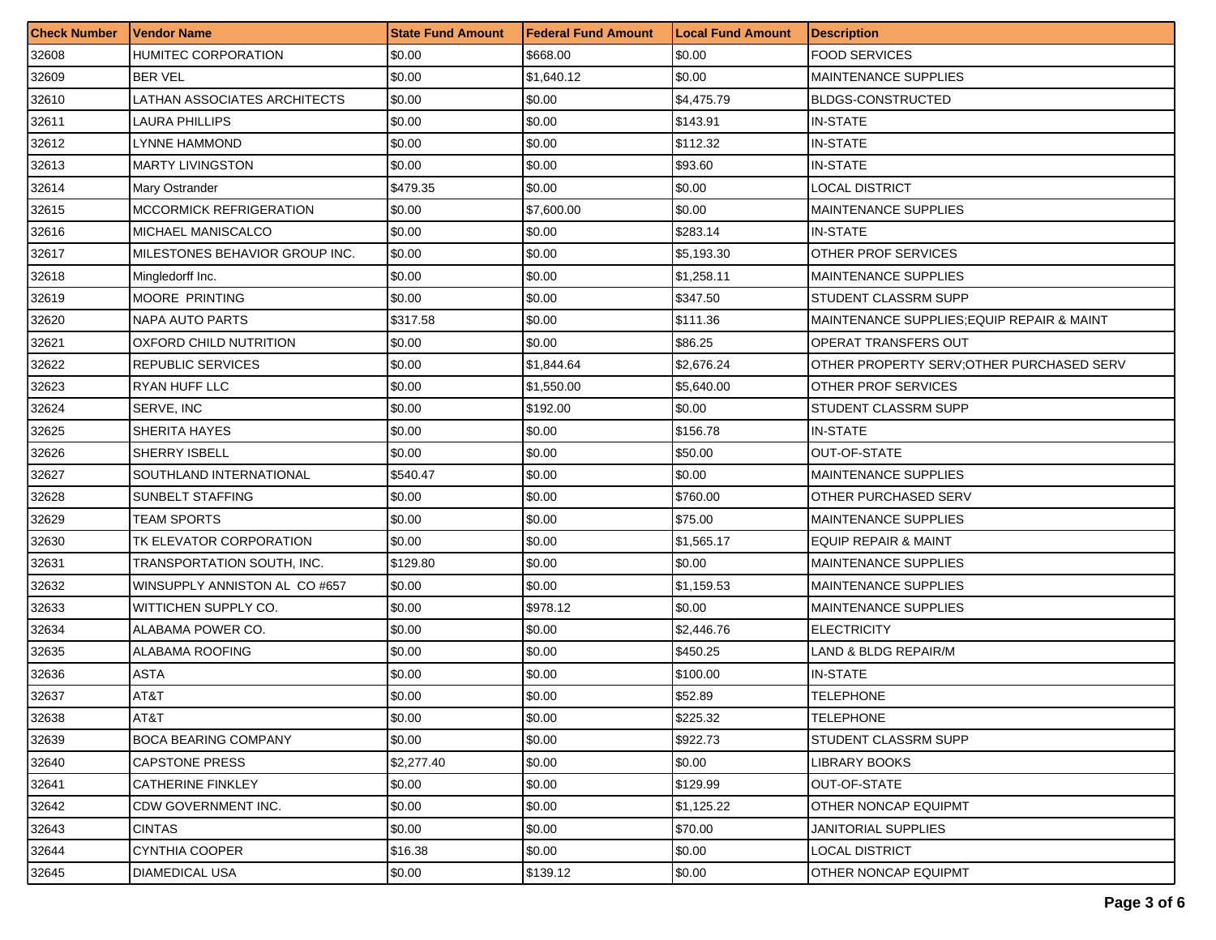| Check Number | Vendor Name | State Fund Amount | Federal Fund Amount | Local Fund Amount | Description |
|---|---|---|---|---|---|
| 32608 | HUMITEC CORPORATION | $0.00 | $668.00 | $0.00 | FOOD SERVICES |
| 32609 | BER VEL | $0.00 | $1,640.12 | $0.00 | MAINTENANCE SUPPLIES |
| 32610 | LATHAN ASSOCIATES ARCHITECTS | $0.00 | $0.00 | $4,475.79 | BLDGS-CONSTRUCTED |
| 32611 | LAURA PHILLIPS | $0.00 | $0.00 | $143.91 | IN-STATE |
| 32612 | LYNNE HAMMOND | $0.00 | $0.00 | $112.32 | IN-STATE |
| 32613 | MARTY LIVINGSTON | $0.00 | $0.00 | $93.60 | IN-STATE |
| 32614 | Mary Ostrander | $479.35 | $0.00 | $0.00 | LOCAL DISTRICT |
| 32615 | MCCORMICK REFRIGERATION | $0.00 | $7,600.00 | $0.00 | MAINTENANCE SUPPLIES |
| 32616 | MICHAEL MANISCALCO | $0.00 | $0.00 | $283.14 | IN-STATE |
| 32617 | MILESTONES BEHAVIOR GROUP INC. | $0.00 | $0.00 | $5,193.30 | OTHER PROF SERVICES |
| 32618 | Mingledorff Inc. | $0.00 | $0.00 | $1,258.11 | MAINTENANCE SUPPLIES |
| 32619 | MOORE PRINTING | $0.00 | $0.00 | $347.50 | STUDENT CLASSRM SUPP |
| 32620 | NAPA AUTO PARTS | $317.58 | $0.00 | $111.36 | MAINTENANCE SUPPLIES;EQUIP REPAIR & MAINT |
| 32621 | OXFORD CHILD NUTRITION | $0.00 | $0.00 | $86.25 | OPERAT TRANSFERS OUT |
| 32622 | REPUBLIC SERVICES | $0.00 | $1,844.64 | $2,676.24 | OTHER PROPERTY SERV;OTHER PURCHASED SERV |
| 32623 | RYAN HUFF LLC | $0.00 | $1,550.00 | $5,640.00 | OTHER PROF SERVICES |
| 32624 | SERVE, INC | $0.00 | $192.00 | $0.00 | STUDENT CLASSRM SUPP |
| 32625 | SHERITA HAYES | $0.00 | $0.00 | $156.78 | IN-STATE |
| 32626 | SHERRY ISBELL | $0.00 | $0.00 | $50.00 | OUT-OF-STATE |
| 32627 | SOUTHLAND INTERNATIONAL | $540.47 | $0.00 | $0.00 | MAINTENANCE SUPPLIES |
| 32628 | SUNBELT STAFFING | $0.00 | $0.00 | $760.00 | OTHER PURCHASED SERV |
| 32629 | TEAM SPORTS | $0.00 | $0.00 | $75.00 | MAINTENANCE SUPPLIES |
| 32630 | TK ELEVATOR CORPORATION | $0.00 | $0.00 | $1,565.17 | EQUIP REPAIR & MAINT |
| 32631 | TRANSPORTATION SOUTH, INC. | $129.80 | $0.00 | $0.00 | MAINTENANCE SUPPLIES |
| 32632 | WINSUPPLY ANNISTON AL CO #657 | $0.00 | $0.00 | $1,159.53 | MAINTENANCE SUPPLIES |
| 32633 | WITTICHEN SUPPLY CO. | $0.00 | $978.12 | $0.00 | MAINTENANCE SUPPLIES |
| 32634 | ALABAMA POWER CO. | $0.00 | $0.00 | $2,446.76 | ELECTRICITY |
| 32635 | ALABAMA ROOFING | $0.00 | $0.00 | $450.25 | LAND & BLDG REPAIR/M |
| 32636 | ASTA | $0.00 | $0.00 | $100.00 | IN-STATE |
| 32637 | AT&T | $0.00 | $0.00 | $52.89 | TELEPHONE |
| 32638 | AT&T | $0.00 | $0.00 | $225.32 | TELEPHONE |
| 32639 | BOCA BEARING COMPANY | $0.00 | $0.00 | $922.73 | STUDENT CLASSRM SUPP |
| 32640 | CAPSTONE PRESS | $2,277.40 | $0.00 | $0.00 | LIBRARY BOOKS |
| 32641 | CATHERINE FINKLEY | $0.00 | $0.00 | $129.99 | OUT-OF-STATE |
| 32642 | CDW GOVERNMENT INC. | $0.00 | $0.00 | $1,125.22 | OTHER NONCAP EQUIPMT |
| 32643 | CINTAS | $0.00 | $0.00 | $70.00 | JANITORIAL SUPPLIES |
| 32644 | CYNTHIA COOPER | $16.38 | $0.00 | $0.00 | LOCAL DISTRICT |
| 32645 | DIAMEDICAL USA | $0.00 | $139.12 | $0.00 | OTHER NONCAP EQUIPMT |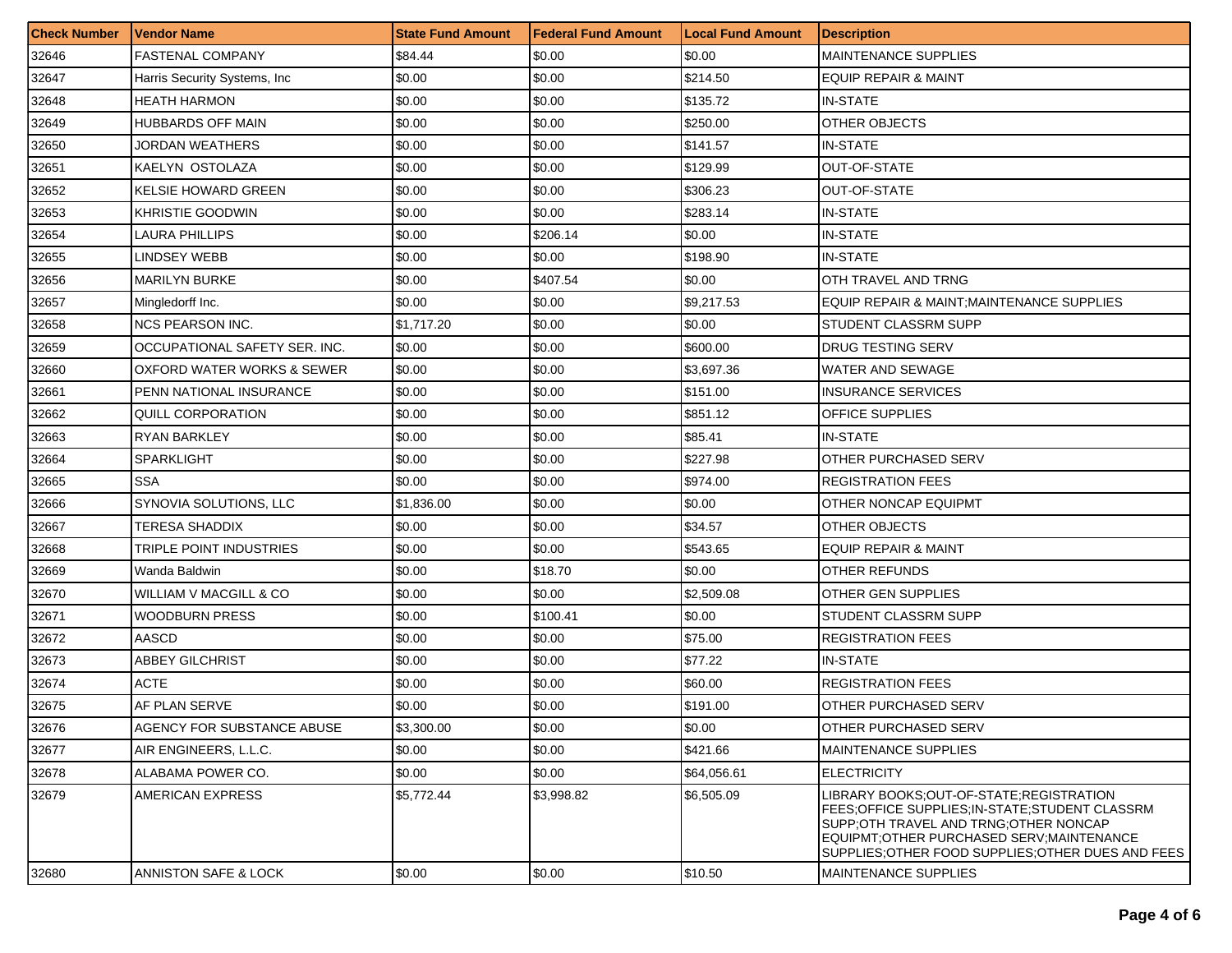| Check Number | Vendor Name | State Fund Amount | Federal Fund Amount | Local Fund Amount | Description |
| --- | --- | --- | --- | --- | --- |
| 32646 | FASTENAL COMPANY | $84.44 | $0.00 | $0.00 | MAINTENANCE SUPPLIES |
| 32647 | Harris Security Systems, Inc | $0.00 | $0.00 | $214.50 | EQUIP REPAIR & MAINT |
| 32648 | HEATH HARMON | $0.00 | $0.00 | $135.72 | IN-STATE |
| 32649 | HUBBARDS OFF MAIN | $0.00 | $0.00 | $250.00 | OTHER OBJECTS |
| 32650 | JORDAN WEATHERS | $0.00 | $0.00 | $141.57 | IN-STATE |
| 32651 | KAELYN OSTOLAZA | $0.00 | $0.00 | $129.99 | OUT-OF-STATE |
| 32652 | KELSIE HOWARD GREEN | $0.00 | $0.00 | $306.23 | OUT-OF-STATE |
| 32653 | KHRISTIE GOODWIN | $0.00 | $0.00 | $283.14 | IN-STATE |
| 32654 | LAURA PHILLIPS | $0.00 | $206.14 | $0.00 | IN-STATE |
| 32655 | LINDSEY WEBB | $0.00 | $0.00 | $198.90 | IN-STATE |
| 32656 | MARILYN BURKE | $0.00 | $407.54 | $0.00 | OTH TRAVEL AND TRNG |
| 32657 | Mingledorff Inc. | $0.00 | $0.00 | $9,217.53 | EQUIP REPAIR & MAINT;MAINTENANCE SUPPLIES |
| 32658 | NCS PEARSON INC. | $1,717.20 | $0.00 | $0.00 | STUDENT CLASSRM SUPP |
| 32659 | OCCUPATIONAL SAFETY SER. INC. | $0.00 | $0.00 | $600.00 | DRUG TESTING SERV |
| 32660 | OXFORD WATER WORKS & SEWER | $0.00 | $0.00 | $3,697.36 | WATER AND SEWAGE |
| 32661 | PENN NATIONAL INSURANCE | $0.00 | $0.00 | $151.00 | INSURANCE SERVICES |
| 32662 | QUILL CORPORATION | $0.00 | $0.00 | $851.12 | OFFICE SUPPLIES |
| 32663 | RYAN BARKLEY | $0.00 | $0.00 | $85.41 | IN-STATE |
| 32664 | SPARKLIGHT | $0.00 | $0.00 | $227.98 | OTHER PURCHASED SERV |
| 32665 | SSA | $0.00 | $0.00 | $974.00 | REGISTRATION FEES |
| 32666 | SYNOVIA SOLUTIONS, LLC | $1,836.00 | $0.00 | $0.00 | OTHER NONCAP EQUIPMT |
| 32667 | TERESA SHADDIX | $0.00 | $0.00 | $34.57 | OTHER OBJECTS |
| 32668 | TRIPLE POINT INDUSTRIES | $0.00 | $0.00 | $543.65 | EQUIP REPAIR & MAINT |
| 32669 | Wanda Baldwin | $0.00 | $18.70 | $0.00 | OTHER REFUNDS |
| 32670 | WILLIAM V MACGILL & CO | $0.00 | $0.00 | $2,509.08 | OTHER GEN SUPPLIES |
| 32671 | WOODBURN PRESS | $0.00 | $100.41 | $0.00 | STUDENT CLASSRM SUPP |
| 32672 | AASCD | $0.00 | $0.00 | $75.00 | REGISTRATION FEES |
| 32673 | ABBEY GILCHRIST | $0.00 | $0.00 | $77.22 | IN-STATE |
| 32674 | ACTE | $0.00 | $0.00 | $60.00 | REGISTRATION FEES |
| 32675 | AF PLAN SERVE | $0.00 | $0.00 | $191.00 | OTHER PURCHASED SERV |
| 32676 | AGENCY FOR SUBSTANCE ABUSE | $3,300.00 | $0.00 | $0.00 | OTHER PURCHASED SERV |
| 32677 | AIR ENGINEERS, L.L.C. | $0.00 | $0.00 | $421.66 | MAINTENANCE SUPPLIES |
| 32678 | ALABAMA POWER CO. | $0.00 | $0.00 | $64,056.61 | ELECTRICITY |
| 32679 | AMERICAN EXPRESS | $5,772.44 | $3,998.82 | $6,505.09 | LIBRARY BOOKS;OUT-OF-STATE;REGISTRATION FEES;OFFICE SUPPLIES;IN-STATE;STUDENT CLASSRM SUPP;OTH TRAVEL AND TRNG;OTHER NONCAP EQUIPMT;OTHER PURCHASED SERV;MAINTENANCE SUPPLIES;OTHER FOOD SUPPLIES;OTHER DUES AND FEES |
| 32680 | ANNISTON SAFE & LOCK | $0.00 | $0.00 | $10.50 | MAINTENANCE SUPPLIES |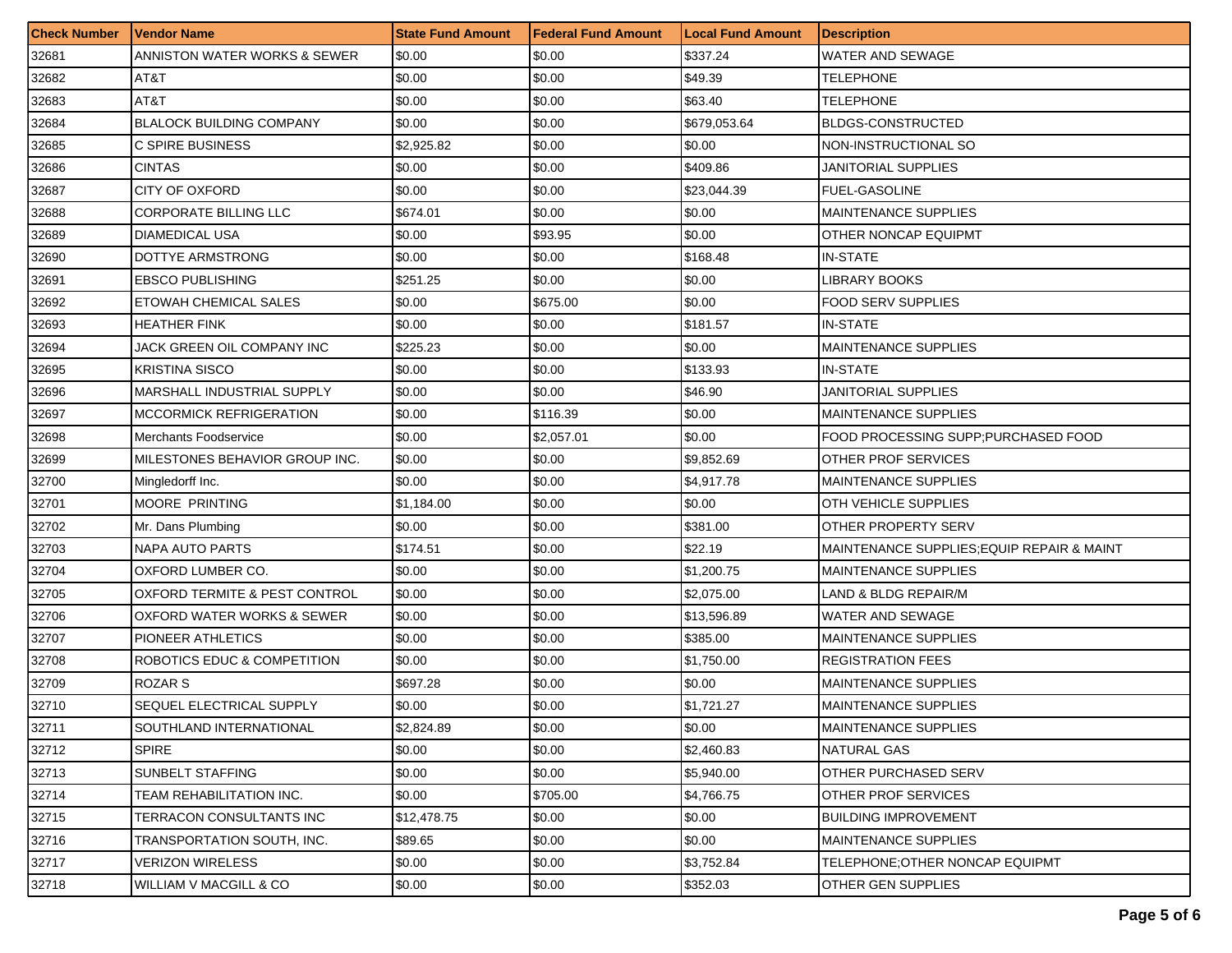| Check Number | Vendor Name | State Fund Amount | Federal Fund Amount | Local Fund Amount | Description |
|---|---|---|---|---|---|
| 32681 | ANNISTON WATER WORKS & SEWER | $0.00 | $0.00 | $337.24 | WATER AND SEWAGE |
| 32682 | AT&T | $0.00 | $0.00 | $49.39 | TELEPHONE |
| 32683 | AT&T | $0.00 | $0.00 | $63.40 | TELEPHONE |
| 32684 | BLALOCK BUILDING COMPANY | $0.00 | $0.00 | $679,053.64 | BLDGS-CONSTRUCTED |
| 32685 | C SPIRE BUSINESS | $2,925.82 | $0.00 | $0.00 | NON-INSTRUCTIONAL SO |
| 32686 | CINTAS | $0.00 | $0.00 | $409.86 | JANITORIAL SUPPLIES |
| 32687 | CITY OF OXFORD | $0.00 | $0.00 | $23,044.39 | FUEL-GASOLINE |
| 32688 | CORPORATE BILLING LLC | $674.01 | $0.00 | $0.00 | MAINTENANCE SUPPLIES |
| 32689 | DIAMEDICAL USA | $0.00 | $93.95 | $0.00 | OTHER NONCAP EQUIPMT |
| 32690 | DOTTYE ARMSTRONG | $0.00 | $0.00 | $168.48 | IN-STATE |
| 32691 | EBSCO PUBLISHING | $251.25 | $0.00 | $0.00 | LIBRARY BOOKS |
| 32692 | ETOWAH CHEMICAL SALES | $0.00 | $675.00 | $0.00 | FOOD SERV SUPPLIES |
| 32693 | HEATHER FINK | $0.00 | $0.00 | $181.57 | IN-STATE |
| 32694 | JACK GREEN OIL COMPANY INC | $225.23 | $0.00 | $0.00 | MAINTENANCE SUPPLIES |
| 32695 | KRISTINA SISCO | $0.00 | $0.00 | $133.93 | IN-STATE |
| 32696 | MARSHALL INDUSTRIAL SUPPLY | $0.00 | $0.00 | $46.90 | JANITORIAL SUPPLIES |
| 32697 | MCCORMICK REFRIGERATION | $0.00 | $116.39 | $0.00 | MAINTENANCE SUPPLIES |
| 32698 | Merchants Foodservice | $0.00 | $2,057.01 | $0.00 | FOOD PROCESSING SUPP;PURCHASED FOOD |
| 32699 | MILESTONES BEHAVIOR GROUP INC. | $0.00 | $0.00 | $9,852.69 | OTHER PROF SERVICES |
| 32700 | Mingledorff Inc. | $0.00 | $0.00 | $4,917.78 | MAINTENANCE SUPPLIES |
| 32701 | MOORE PRINTING | $1,184.00 | $0.00 | $0.00 | OTH VEHICLE SUPPLIES |
| 32702 | Mr. Dans Plumbing | $0.00 | $0.00 | $381.00 | OTHER PROPERTY SERV |
| 32703 | NAPA AUTO PARTS | $174.51 | $0.00 | $22.19 | MAINTENANCE SUPPLIES;EQUIP REPAIR & MAINT |
| 32704 | OXFORD LUMBER CO. | $0.00 | $0.00 | $1,200.75 | MAINTENANCE SUPPLIES |
| 32705 | OXFORD TERMITE & PEST CONTROL | $0.00 | $0.00 | $2,075.00 | LAND & BLDG REPAIR/M |
| 32706 | OXFORD WATER WORKS & SEWER | $0.00 | $0.00 | $13,596.89 | WATER AND SEWAGE |
| 32707 | PIONEER ATHLETICS | $0.00 | $0.00 | $385.00 | MAINTENANCE SUPPLIES |
| 32708 | ROBOTICS EDUC & COMPETITION | $0.00 | $0.00 | $1,750.00 | REGISTRATION FEES |
| 32709 | ROZAR S | $697.28 | $0.00 | $0.00 | MAINTENANCE SUPPLIES |
| 32710 | SEQUEL ELECTRICAL SUPPLY | $0.00 | $0.00 | $1,721.27 | MAINTENANCE SUPPLIES |
| 32711 | SOUTHLAND INTERNATIONAL | $2,824.89 | $0.00 | $0.00 | MAINTENANCE SUPPLIES |
| 32712 | SPIRE | $0.00 | $0.00 | $2,460.83 | NATURAL GAS |
| 32713 | SUNBELT STAFFING | $0.00 | $0.00 | $5,940.00 | OTHER PURCHASED SERV |
| 32714 | TEAM REHABILITATION INC. | $0.00 | $705.00 | $4,766.75 | OTHER PROF SERVICES |
| 32715 | TERRACON CONSULTANTS INC | $12,478.75 | $0.00 | $0.00 | BUILDING IMPROVEMENT |
| 32716 | TRANSPORTATION SOUTH, INC. | $89.65 | $0.00 | $0.00 | MAINTENANCE SUPPLIES |
| 32717 | VERIZON WIRELESS | $0.00 | $0.00 | $3,752.84 | TELEPHONE;OTHER NONCAP EQUIPMT |
| 32718 | WILLIAM V MACGILL & CO | $0.00 | $0.00 | $352.03 | OTHER GEN SUPPLIES |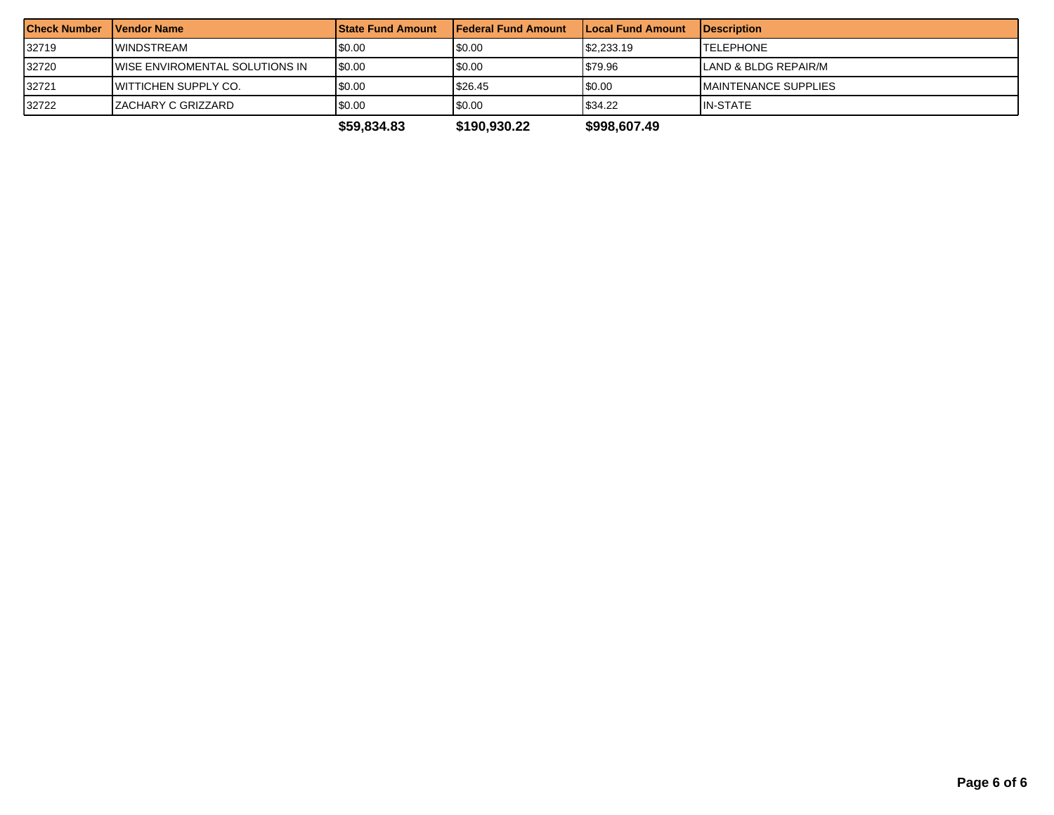| Check Number | Vendor Name | State Fund Amount | Federal Fund Amount | Local Fund Amount | Description |
| --- | --- | --- | --- | --- | --- |
| 32719 | WINDSTREAM | $0.00 | $0.00 | $2,233.19 | TELEPHONE |
| 32720 | WISE ENVIROMENTAL SOLUTIONS IN | $0.00 | $0.00 | $79.96 | LAND & BLDG REPAIR/M |
| 32721 | WITTICHEN SUPPLY CO. | $0.00 | $26.45 | $0.00 | MAINTENANCE SUPPLIES |
| 32722 | ZACHARY C GRIZZARD | $0.00 | $0.00 | $34.22 | IN-STATE |
| | | **$59,834.83** | **$190,930.22** | **$998,607.49** | |